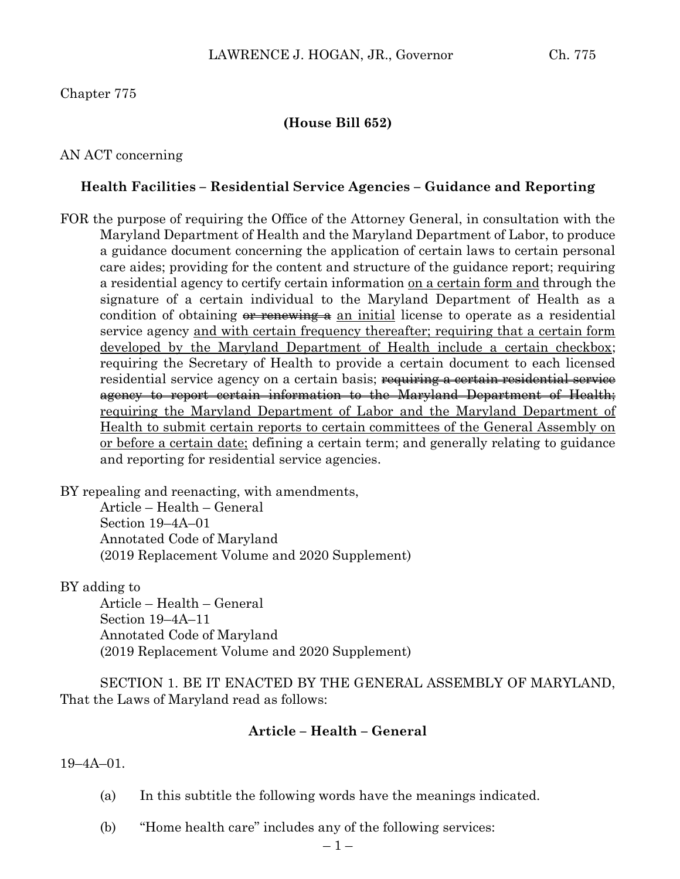Chapter 775

**(House Bill 652)**

AN ACT concerning

**Health Facilities – Residential Service Agencies – Guidance and Reporting**

FOR the purpose of requiring the Office of the Attorney General, in consultation with the Maryland Department of Health and the Maryland Department of Labor, to produce a guidance document concerning the application of certain laws to certain personal care aides; providing for the content and structure of the guidance report; requiring a residential agency to certify certain information <u>on a certain form and</u> through the signature of a certain individual to the Maryland Department of Health as a condition of obtaining ~~or renewing a~~ <u>an initial</u> license to operate as a residential service agency <u>and with certain frequency thereafter; requiring that a certain form developed by the Maryland Department of Health include a certain checkbox</u>; requiring the Secretary of Health to provide a certain document to each licensed residential service agency on a certain basis; ~~requiring a certain residential service agency to report certain information to the Maryland Department of Health;~~ <u>requiring the Maryland Department of Labor and the Maryland Department of Health to submit certain reports to certain committees of the General Assembly on or before a certain date;</u> defining a certain term; and generally relating to guidance and reporting for residential service agencies.

BY repealing and reenacting, with amendments,
Article – Health – General
Section 19–4A–01
Annotated Code of Maryland
(2019 Replacement Volume and 2020 Supplement)

BY adding to
Article – Health – General
Section 19–4A–11
Annotated Code of Maryland
(2019 Replacement Volume and 2020 Supplement)

SECTION 1. BE IT ENACTED BY THE GENERAL ASSEMBLY OF MARYLAND, That the Laws of Maryland read as follows:

**Article – Health – General**

19–4A–01.

(a) In this subtitle the following words have the meanings indicated.

(b) "Home health care" includes any of the following services: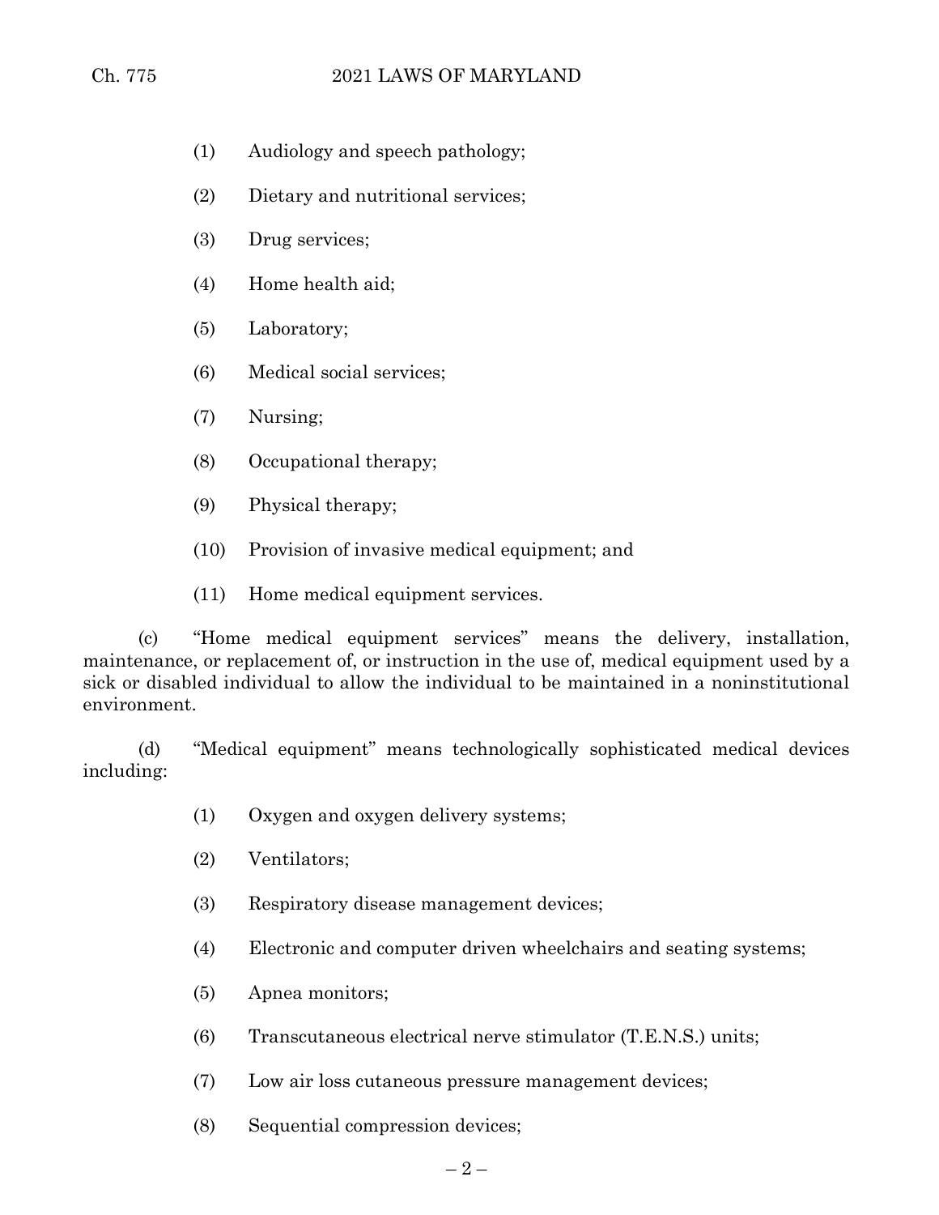(1) Audiology and speech pathology;

(2) Dietary and nutritional services;

(3) Drug services;

(4) Home health aid;

(5) Laboratory;

(6) Medical social services;

(7) Nursing;

(8) Occupational therapy;

(9) Physical therapy;

(10) Provision of invasive medical equipment; and

(11) Home medical equipment services.

(c) "Home medical equipment services" means the delivery, installation, maintenance, or replacement of, or instruction in the use of, medical equipment used by a sick or disabled individual to allow the individual to be maintained in a noninstitutional environment.

(d) "Medical equipment" means technologically sophisticated medical devices including:

(1) Oxygen and oxygen delivery systems;

(2) Ventilators;

(3) Respiratory disease management devices;

(4) Electronic and computer driven wheelchairs and seating systems;

(5) Apnea monitors;

(6) Transcutaneous electrical nerve stimulator (T.E.N.S.) units;

(7) Low air loss cutaneous pressure management devices;

(8) Sequential compression devices;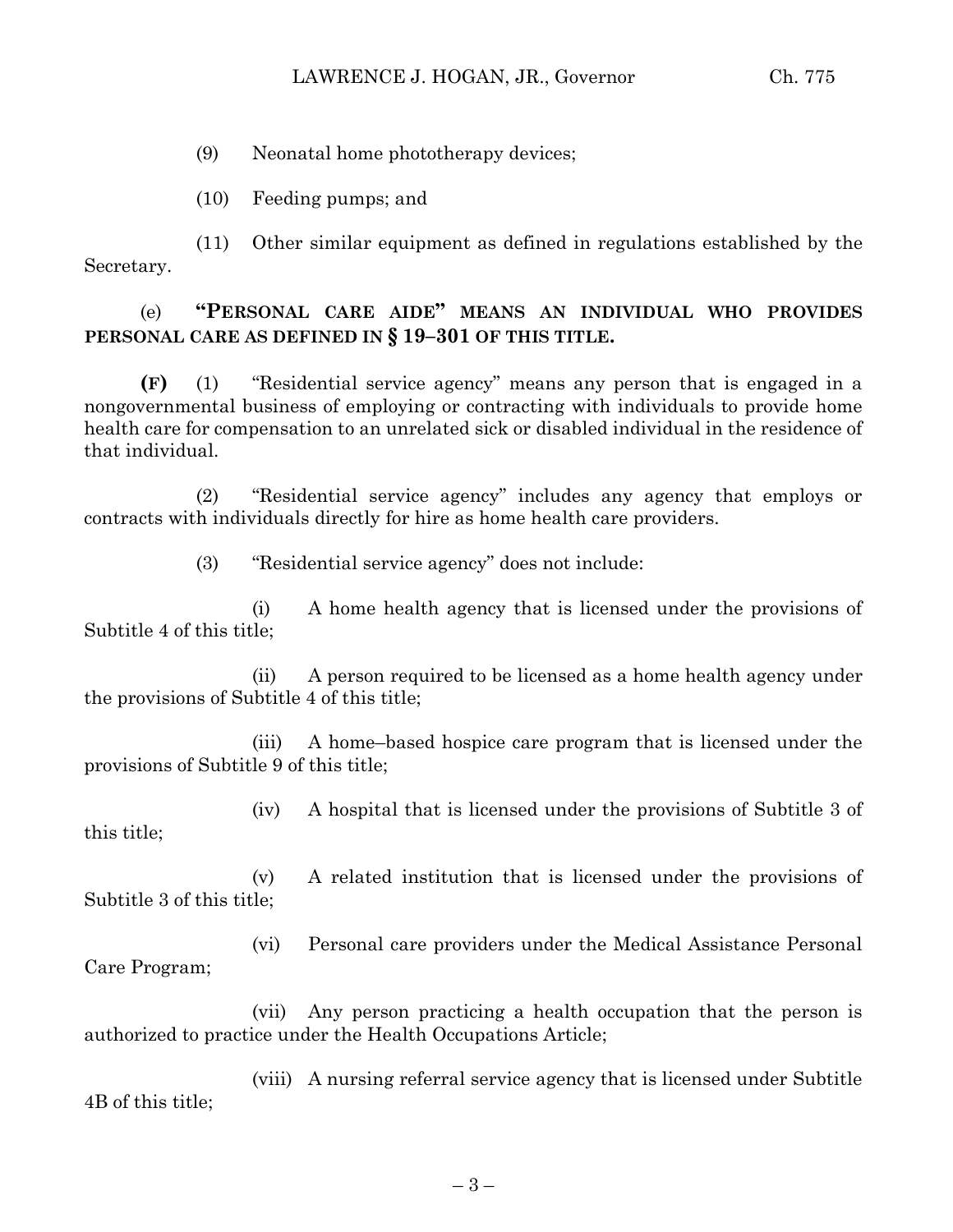(9) Neonatal home phototherapy devices;

(10) Feeding pumps; and

(11) Other similar equipment as defined in regulations established by the Secretary.

(e) **"PERSONAL CARE AIDE" MEANS AN INDIVIDUAL WHO PROVIDES PERSONAL CARE AS DEFINED IN § 19–301 OF THIS TITLE.**

**(F)** (1) "Residential service agency" means any person that is engaged in a nongovernmental business of employing or contracting with individuals to provide home health care for compensation to an unrelated sick or disabled individual in the residence of that individual.

(2) "Residential service agency" includes any agency that employs or contracts with individuals directly for hire as home health care providers.

(3) "Residential service agency" does not include:

(i) A home health agency that is licensed under the provisions of Subtitle 4 of this title;

(ii) A person required to be licensed as a home health agency under the provisions of Subtitle 4 of this title;

(iii) A home–based hospice care program that is licensed under the provisions of Subtitle 9 of this title;

(iv) A hospital that is licensed under the provisions of Subtitle 3 of this title;

(v) A related institution that is licensed under the provisions of Subtitle 3 of this title;

(vi) Personal care providers under the Medical Assistance Personal Care Program;

(vii) Any person practicing a health occupation that the person is authorized to practice under the Health Occupations Article;

(viii) A nursing referral service agency that is licensed under Subtitle 4B of this title;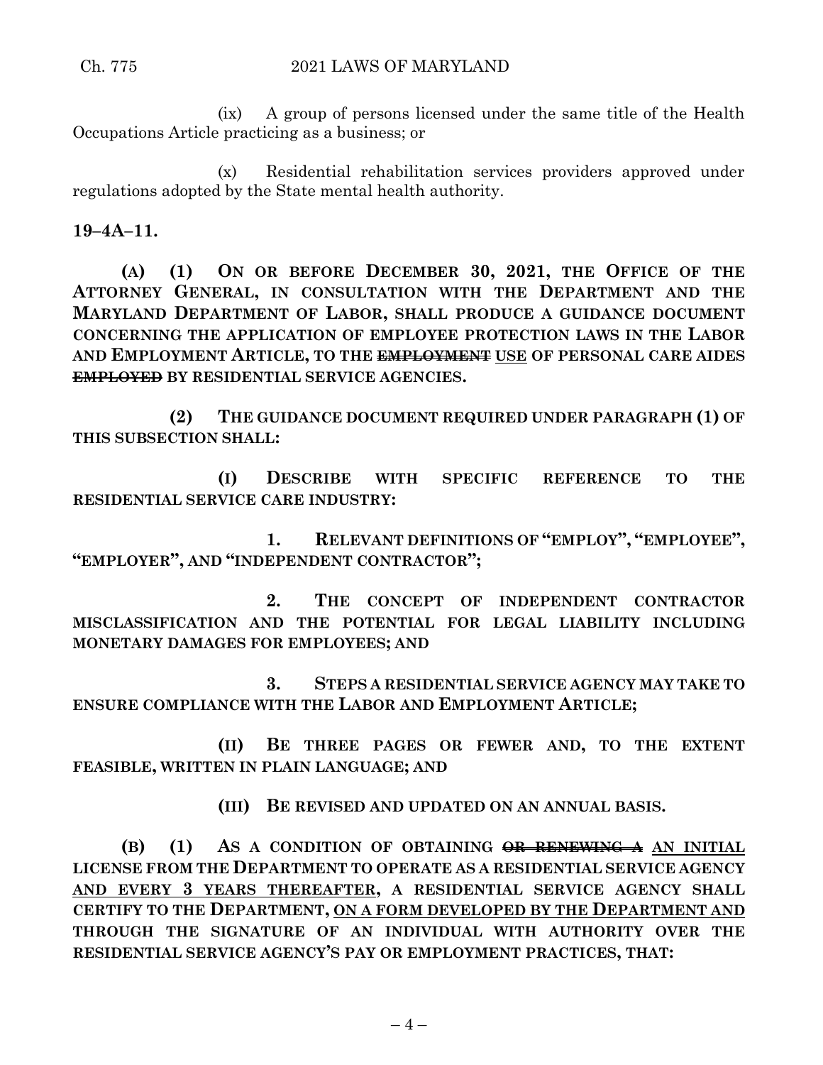(ix) A group of persons licensed under the same title of the Health Occupations Article practicing as a business; or

(x) Residential rehabilitation services providers approved under regulations adopted by the State mental health authority.

**19–4A–11.**

**(A) (1) ON OR BEFORE DECEMBER 30, 2021, THE OFFICE OF THE ATTORNEY GENERAL, IN CONSULTATION WITH THE DEPARTMENT AND THE MARYLAND DEPARTMENT OF LABOR, SHALL PRODUCE A GUIDANCE DOCUMENT CONCERNING THE APPLICATION OF EMPLOYEE PROTECTION LAWS IN THE LABOR AND EMPLOYMENT ARTICLE, TO THE ~~EMPLOYMENT~~ USE OF PERSONAL CARE AIDES ~~EMPLOYED~~ BY RESIDENTIAL SERVICE AGENCIES.**

**(2) THE GUIDANCE DOCUMENT REQUIRED UNDER PARAGRAPH (1) OF THIS SUBSECTION SHALL:**

**(I) DESCRIBE WITH SPECIFIC REFERENCE TO THE RESIDENTIAL SERVICE CARE INDUSTRY:**

**1. RELEVANT DEFINITIONS OF "EMPLOY", "EMPLOYEE", "EMPLOYER", AND "INDEPENDENT CONTRACTOR";**

**2. THE CONCEPT OF INDEPENDENT CONTRACTOR MISCLASSIFICATION AND THE POTENTIAL FOR LEGAL LIABILITY INCLUDING MONETARY DAMAGES FOR EMPLOYEES; AND**

**3. STEPS A RESIDENTIAL SERVICE AGENCY MAY TAKE TO ENSURE COMPLIANCE WITH THE LABOR AND EMPLOYMENT ARTICLE;**

**(II) BE THREE PAGES OR FEWER AND, TO THE EXTENT FEASIBLE, WRITTEN IN PLAIN LANGUAGE; AND**

**(III) BE REVISED AND UPDATED ON AN ANNUAL BASIS.**

**(B) (1) AS A CONDITION OF OBTAINING ~~OR RENEWING A~~ AN INITIAL LICENSE FROM THE DEPARTMENT TO OPERATE AS A RESIDENTIAL SERVICE AGENCY AND EVERY 3 YEARS THEREAFTER, A RESIDENTIAL SERVICE AGENCY SHALL CERTIFY TO THE DEPARTMENT, ON A FORM DEVELOPED BY THE DEPARTMENT AND THROUGH THE SIGNATURE OF AN INDIVIDUAL WITH AUTHORITY OVER THE RESIDENTIAL SERVICE AGENCY'S PAY OR EMPLOYMENT PRACTICES, THAT:**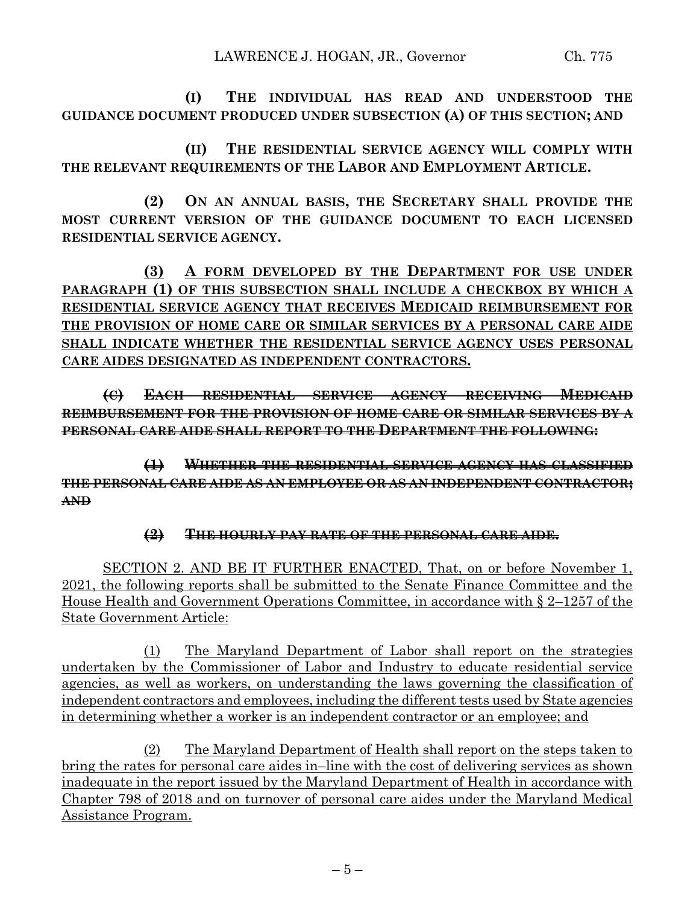**(I) THE INDIVIDUAL HAS READ AND UNDERSTOOD THE GUIDANCE DOCUMENT PRODUCED UNDER SUBSECTION (A) OF THIS SECTION; AND**

**(II) THE RESIDENTIAL SERVICE AGENCY WILL COMPLY WITH THE RELEVANT REQUIREMENTS OF THE LABOR AND EMPLOYMENT ARTICLE.**

**(2) ON AN ANNUAL BASIS, THE SECRETARY SHALL PROVIDE THE MOST CURRENT VERSION OF THE GUIDANCE DOCUMENT TO EACH LICENSED RESIDENTIAL SERVICE AGENCY.**

<u>**(3) A FORM DEVELOPED BY THE DEPARTMENT FOR USE UNDER PARAGRAPH (1) OF THIS SUBSECTION SHALL INCLUDE A CHECKBOX BY WHICH A RESIDENTIAL SERVICE AGENCY THAT RECEIVES MEDICAID REIMBURSEMENT FOR THE PROVISION OF HOME CARE OR SIMILAR SERVICES BY A PERSONAL CARE AIDE SHALL INDICATE WHETHER THE RESIDENTIAL SERVICE AGENCY USES PERSONAL CARE AIDES DESIGNATED AS INDEPENDENT CONTRACTORS.**</u>

~~**(C) EACH RESIDENTIAL SERVICE AGENCY RECEIVING MEDICAID REIMBURSEMENT FOR THE PROVISION OF HOME CARE OR SIMILAR SERVICES BY A PERSONAL CARE AIDE SHALL REPORT TO THE DEPARTMENT THE FOLLOWING:**~~

~~**(1) WHETHER THE RESIDENTIAL SERVICE AGENCY HAS CLASSIFIED THE PERSONAL CARE AIDE AS AN EMPLOYEE OR AS AN INDEPENDENT CONTRACTOR; AND**~~

~~**(2) THE HOURLY PAY RATE OF THE PERSONAL CARE AIDE.**~~

<u>SECTION 2. AND BE IT FURTHER ENACTED, That, on or before November 1, 2021, the following reports shall be submitted to the Senate Finance Committee and the House Health and Government Operations Committee, in accordance with § 2–1257 of the State Government Article:</u>

<u>(1) The Maryland Department of Labor shall report on the strategies undertaken by the Commissioner of Labor and Industry to educate residential service agencies, as well as workers, on understanding the laws governing the classification of independent contractors and employees, including the different tests used by State agencies in determining whether a worker is an independent contractor or an employee; and</u>

<u>(2) The Maryland Department of Health shall report on the steps taken to bring the rates for personal care aides in–line with the cost of delivering services as shown inadequate in the report issued by the Maryland Department of Health in accordance with Chapter 798 of 2018 and on turnover of personal care aides under the Maryland Medical Assistance Program.</u>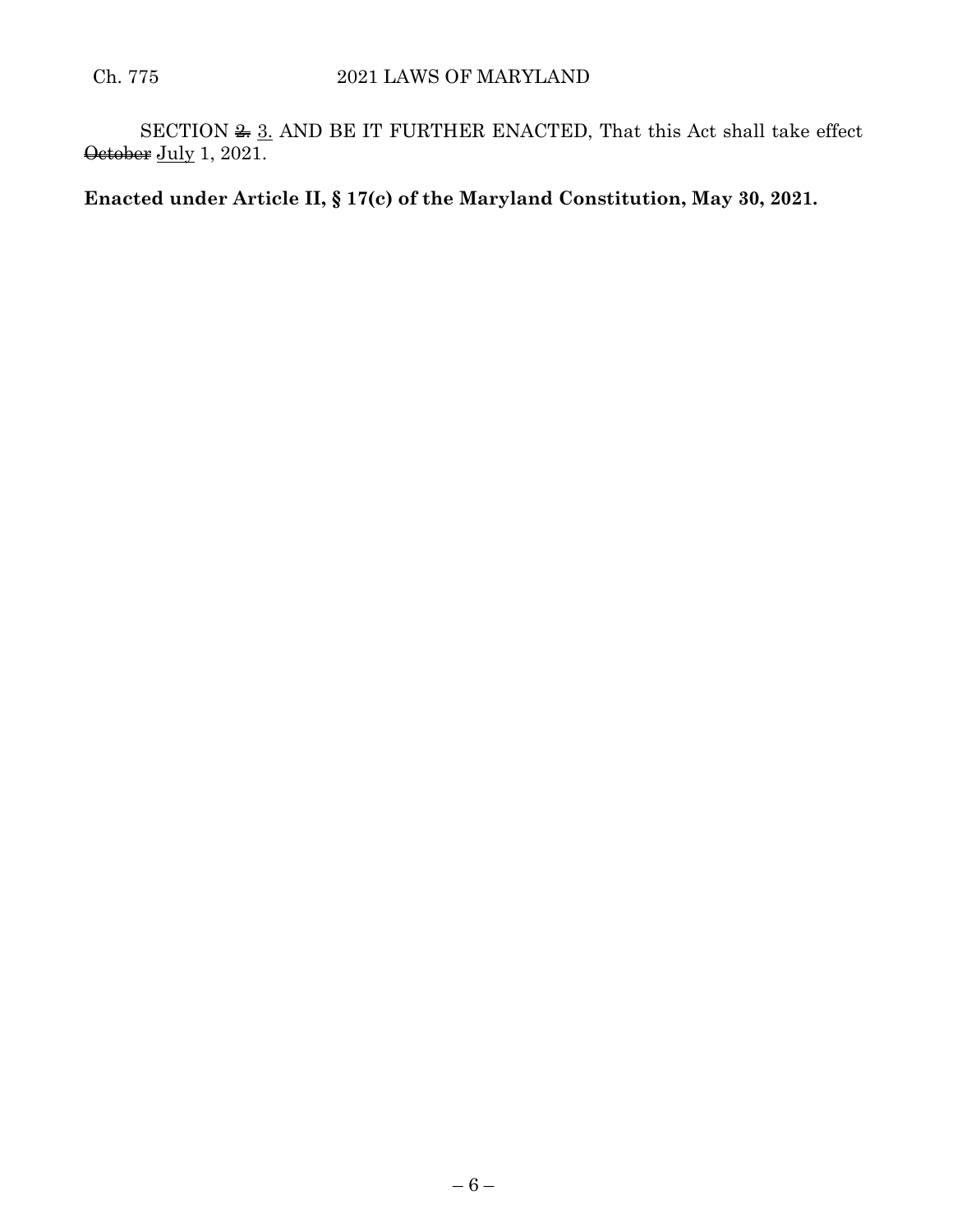SECTION ~~2.~~ 3. AND BE IT FURTHER ENACTED, That this Act shall take effect ~~October~~ July 1, 2021.

**Enacted under Article II, § 17(c) of the Maryland Constitution, May 30, 2021.**